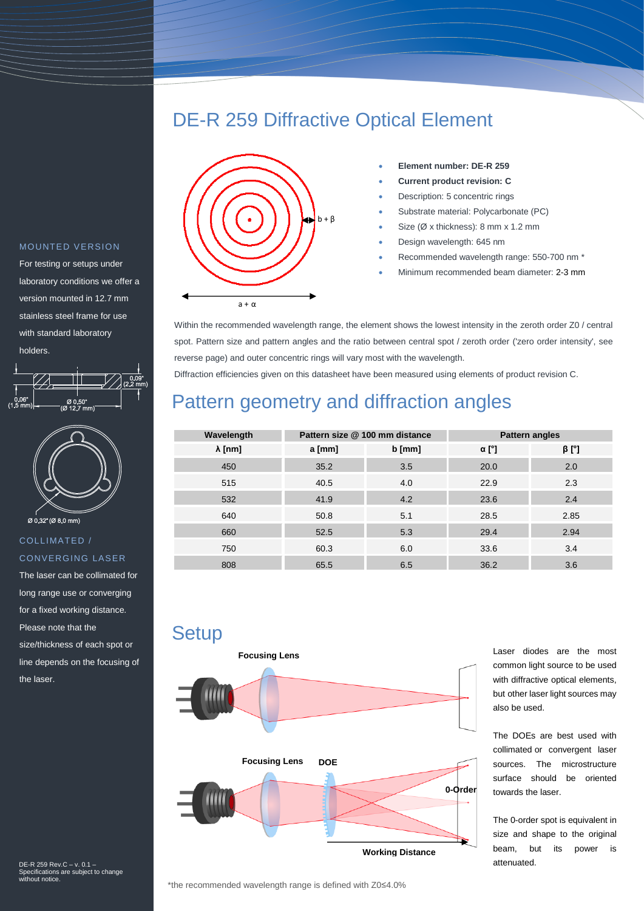# DE-R 259 Diffractive Optical Element

- **Element number: DE-R 259**
- **Current product revision: C**
- Description: 5 concentric rings
- Substrate material: Polycarbonate (PC)
- Size (Ø x thickness): 8 mm x 1.2 mm
- Design wavelength: 645 nm
- Recommended wavelength range: 550-700 nm *
- Minimum recommended beam diameter: 2-3 mm

Within the recommended wavelength range, the element shows the lowest intensity in the zeroth order Z0 / central spot. Pattern size and pattern angles and the ratio between central spot / zeroth order ('zero order intensity', see reverse page) and outer concentric rings will vary most with the wavelength.

Diffraction efficiencies given on this datasheet have been measured using elements of product revision C.

## Pattern geometry and diffraction angles

| Wavelength | Pattern size @ 100 mm distance | | Pattern angles | |
|---|---|---|---|---|
| λ [nm] | a [mm] | b [mm] | α [°] | β [°] |
| 450 | 35.2 | 3.5 | 20.0 | 2.0 |
| 515 | 40.5 | 4.0 | 22.9 | 2.3 |
| 532 | 41.9 | 4.2 | 23.6 | 2.4 |
| 640 | 50.8 | 5.1 | 28.5 | 2.85 |
| 660 | 52.5 | 5.3 | 29.4 | 2.94 |
| 750 | 60.3 | 6.0 | 33.6 | 3.4 |
| 808 | 65.5 | 6.5 | 36.2 | 3.6 |

## Setup

Laser diodes are the most common light source to be used with diffractive optical elements, but other laser light sources may also be used.

The DOEs are best used with collimated or convergent laser sources. The microstructure surface should be oriented towards the laser.

The 0-order spot is equivalent in size and shape to the original beam, but its power is attenuated.

*the recommended wavelength range is defined with Z0≤4.0%

### MOUNTED VERSION

For testing or setups under laboratory conditions we offer a version mounted in 12.7 mm stainless steel frame for use with standard laboratory holders.

### COLLIMATED / CONVERGING LASER

The laser can be collimated for long range use or converging for a fixed working distance. Please note that the size/thickness of each spot or line depends on the focusing of the laser.

DE-R 259 Rev.C – v. 0.1 – Specifications are subject to change without notice.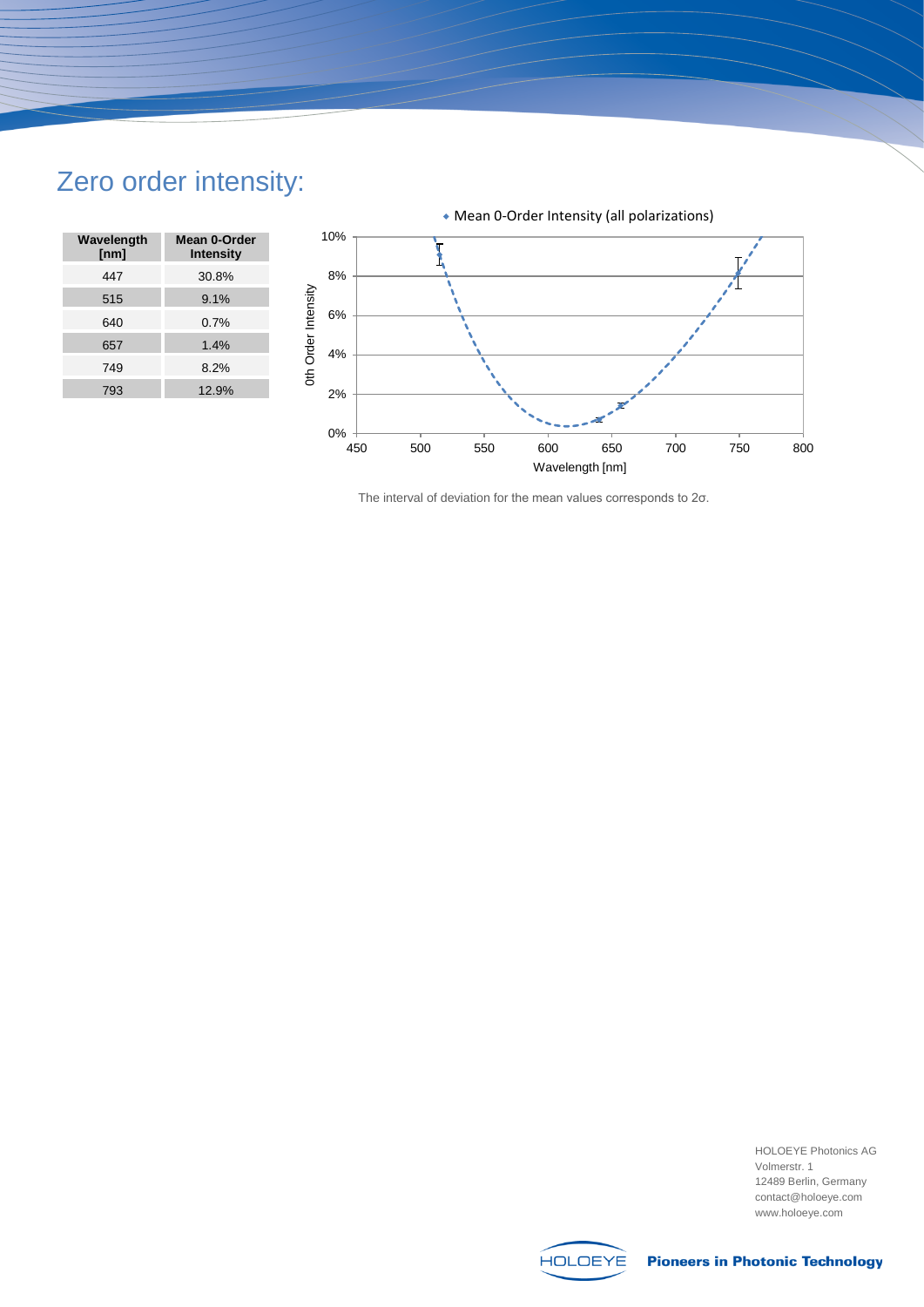# Zero order intensity:

| Wavelength [nm] | Mean 0-Order Intensity |
|---|---|
| 447 | 30.8% |
| 515 | 9.1% |
| 640 | 0.7% |
| 657 | 1.4% |
| 749 | 8.2% |
| 793 | 12.9% |

Mean 0-Order Intensity (all polarizations)

0th Order Intensity

10%
8%
6%
4%
2%
0%

450 500 550 600 650 700 750 800

Wavelength [nm]

The interval of deviation for the mean values corresponds to 2σ.

HOLOEYE Photonics AG
Volmerstr. 1
12489 Berlin, Germany
contact@holoeye.com
www.holoeye.com

HOLOEYE **Pioneers in Photonic Technology**